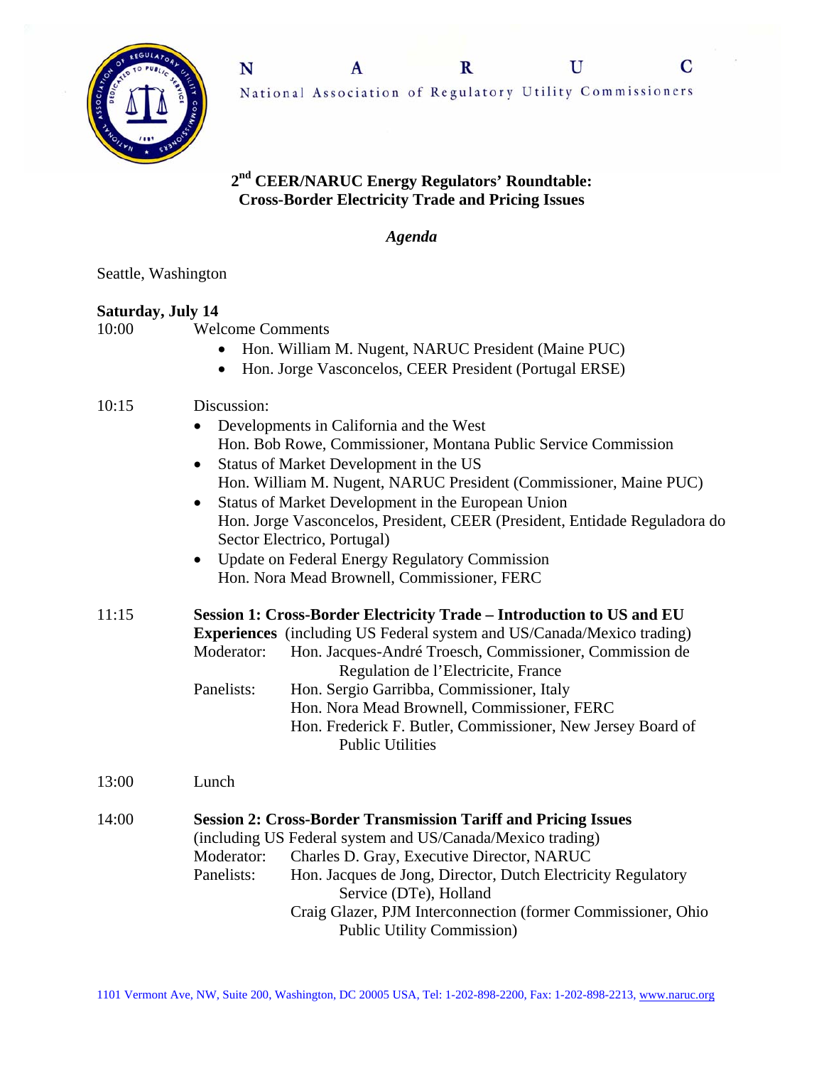# N A R U C

National Association of Regulatory Utility Commissioners

## 2nd CEER/NARUC Energy Regulators' Roundtable: Cross-Border Electricity Trade and Pricing Issues

*Agenda*

Seattle, Washington

**Saturday, July 14**

10:00 Welcome Comments

- Hon. William M. Nugent, NARUC President (Maine PUC)
- Hon. Jorge Vasconcelos, CEER President (Portugal ERSE)

10:15 Discussion:

- Developments in California and the West
  Hon. Bob Rowe, Commissioner, Montana Public Service Commission
- Status of Market Development in the US
  Hon. William M. Nugent, NARUC President (Commissioner, Maine PUC)
- Status of Market Development in the European Union
  Hon. Jorge Vasconcelos, President, CEER (President, Entidade Reguladora do Sector Electrico, Portugal)
- Update on Federal Energy Regulatory Commission
  Hon. Nora Mead Brownell, Commissioner, FERC

11:15 **Session 1: Cross-Border Electricity Trade – Introduction to US and EU Experiences** (including US Federal system and US/Canada/Mexico trading)

Moderator: Hon. Jacques-André Troesch, Commissioner, Commission de Regulation de l'Electricite, France

Panelists: Hon. Sergio Garribba, Commissioner, Italy
Hon. Nora Mead Brownell, Commissioner, FERC
Hon. Frederick F. Butler, Commissioner, New Jersey Board of Public Utilities

13:00 Lunch

14:00 **Session 2: Cross-Border Transmission Tariff and Pricing Issues**
(including US Federal system and US/Canada/Mexico trading)

Moderator: Charles D. Gray, Executive Director, NARUC

Panelists: Hon. Jacques de Jong, Director, Dutch Electricity Regulatory Service (DTe), Holland
Craig Glazer, PJM Interconnection (former Commissioner, Ohio Public Utility Commission)

1101 Vermont Ave, NW, Suite 200, Washington, DC 20005 USA, Tel: 1-202-898-2200, Fax: 1-202-898-2213, www.naruc.org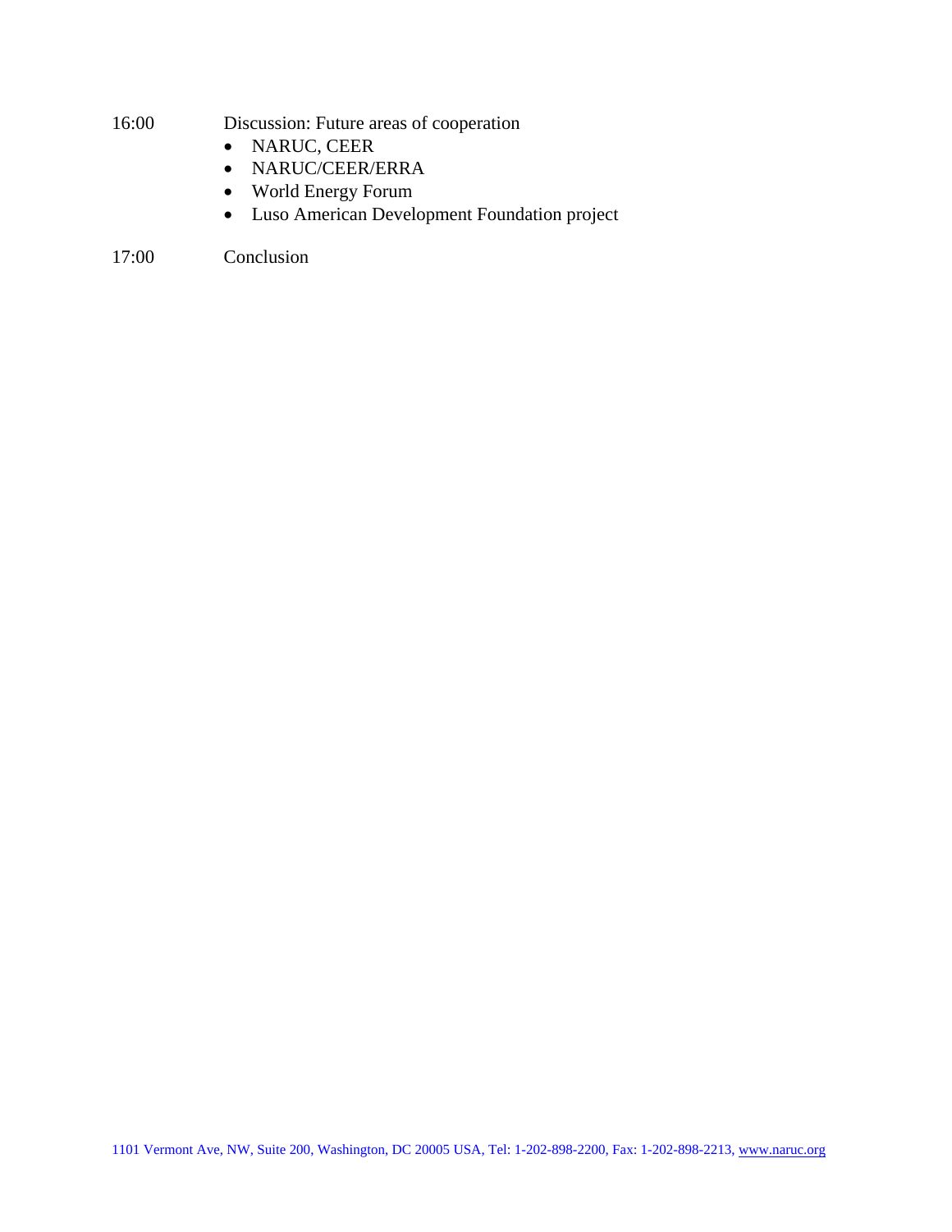16:00 Discussion: Future areas of cooperation

- NARUC, CEER
- NARUC/CEER/ERRA
- World Energy Forum
- Luso American Development Foundation project

17:00 Conclusion